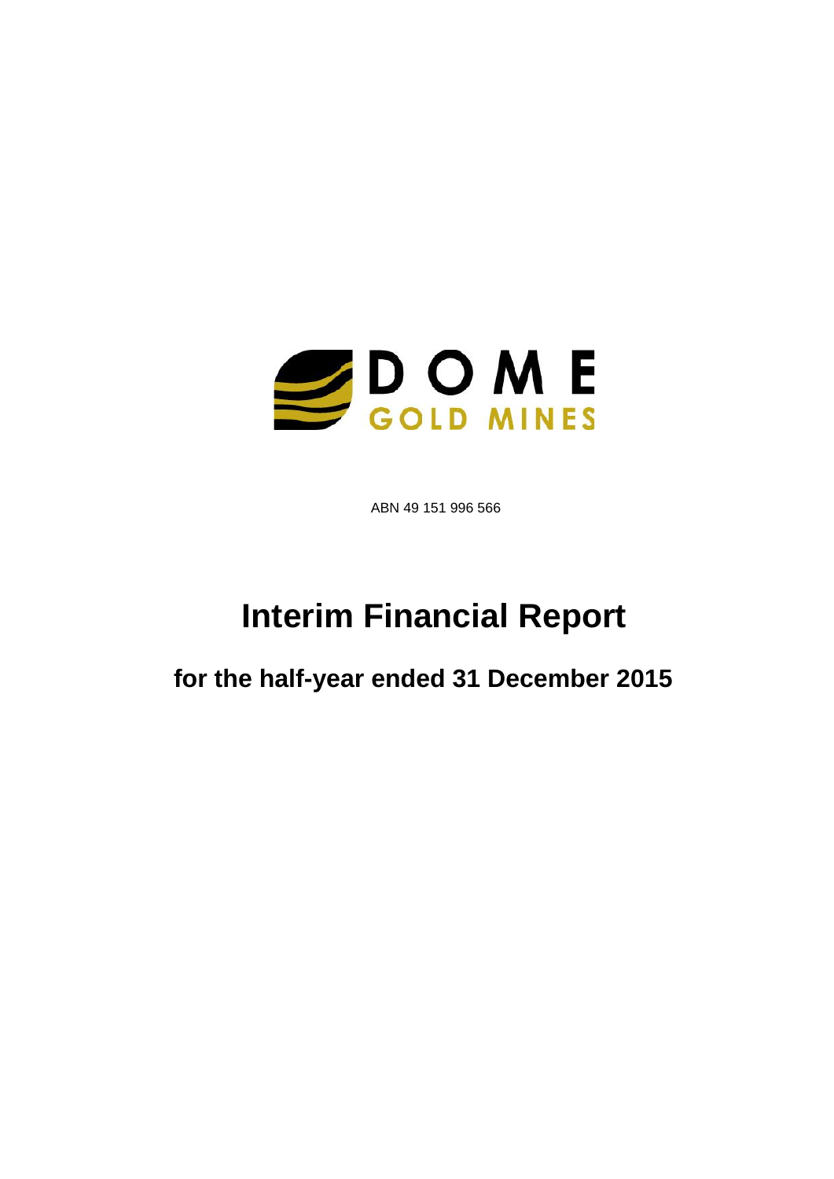DOME
GOLD MINES

ABN 49 151 996 566

# Interim Financial Report

## for the half-year ended 31 December 2015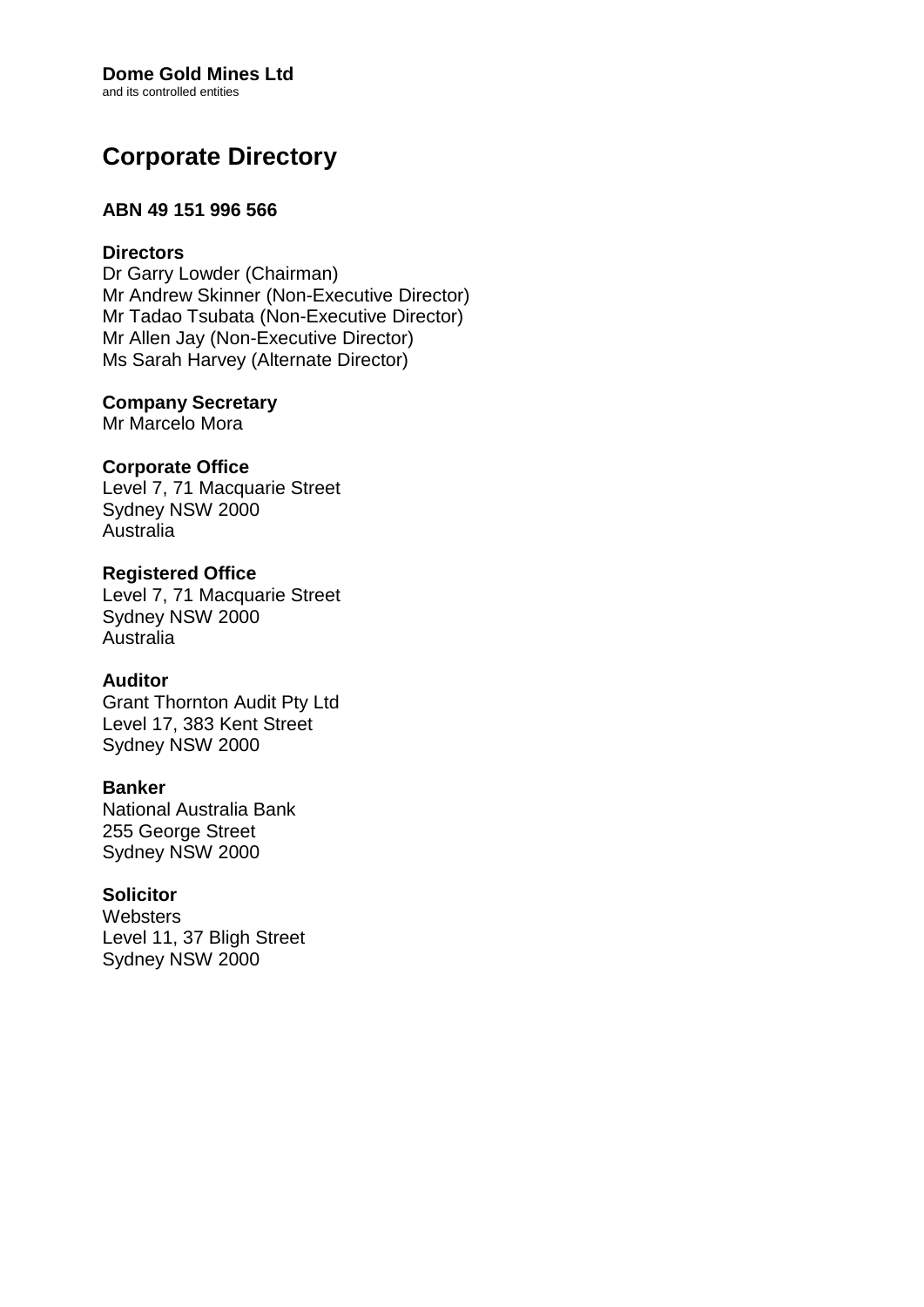**Dome Gold Mines Ltd**
and its controlled entities

# Corporate Directory

**ABN 49 151 996 566**

**Directors**
Dr Garry Lowder (Chairman)
Mr Andrew Skinner (Non-Executive Director)
Mr Tadao Tsubata (Non-Executive Director)
Mr Allen Jay (Non-Executive Director)
Ms Sarah Harvey (Alternate Director)

**Company Secretary**
Mr Marcelo Mora

**Corporate Office**
Level 7, 71 Macquarie Street
Sydney NSW 2000
Australia

**Registered Office**
Level 7, 71 Macquarie Street
Sydney NSW 2000
Australia

**Auditor**
Grant Thornton Audit Pty Ltd
Level 17, 383 Kent Street
Sydney NSW 2000

**Banker**
National Australia Bank
255 George Street
Sydney NSW 2000

**Solicitor**
Websters
Level 11, 37 Bligh Street
Sydney NSW 2000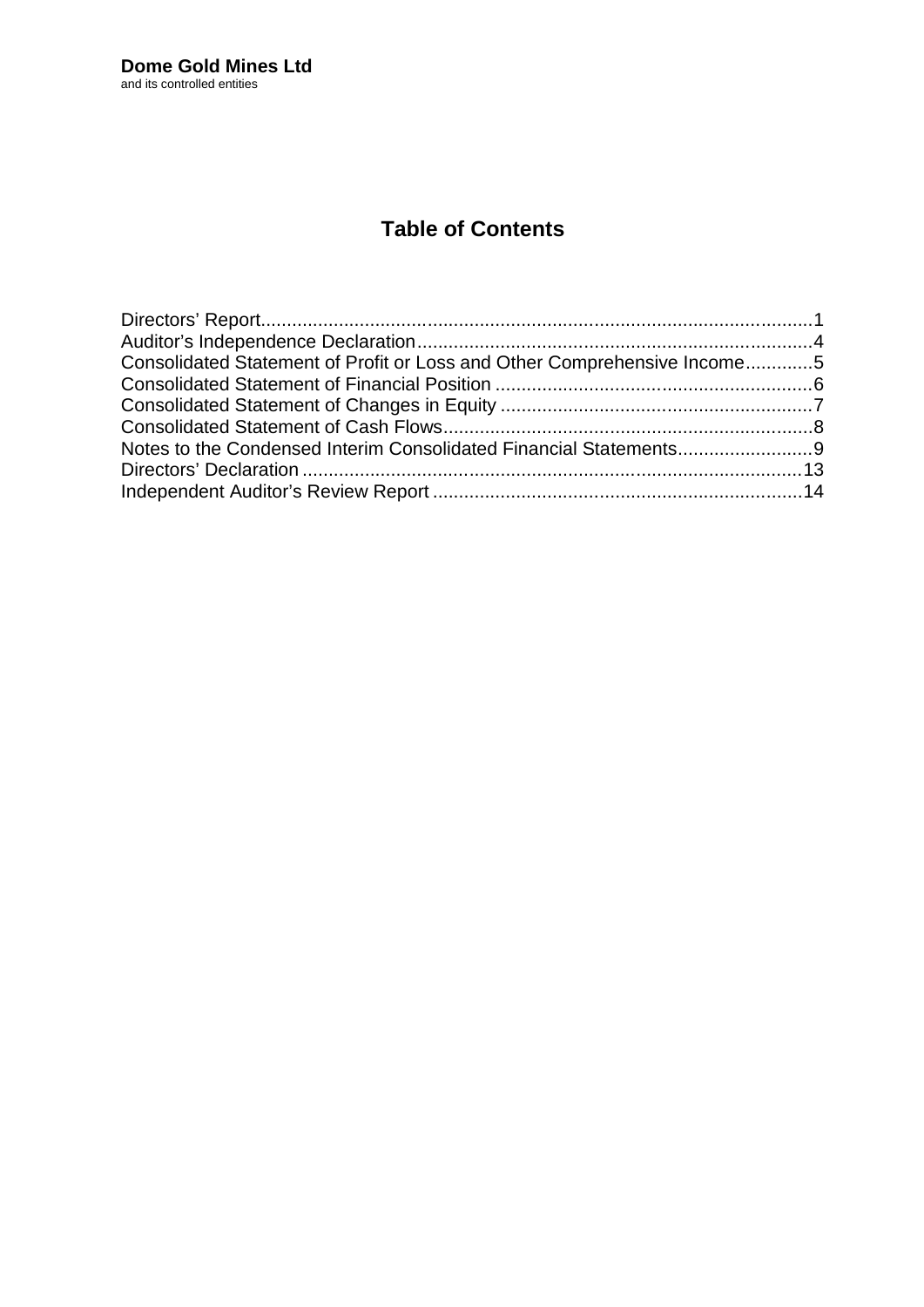**Dome Gold Mines Ltd**
and its controlled entities

# Table of Contents

| | |
|---|---|
| Directors' Report | 1 |
| Auditor's Independence Declaration | 4 |
| Consolidated Statement of Profit or Loss and Other Comprehensive Income | 5 |
| Consolidated Statement of Financial Position | 6 |
| Consolidated Statement of Changes in Equity | 7 |
| Consolidated Statement of Cash Flows | 8 |
| Notes to the Condensed Interim Consolidated Financial Statements | 9 |
| Directors' Declaration | 13 |
| Independent Auditor's Review Report | 14 |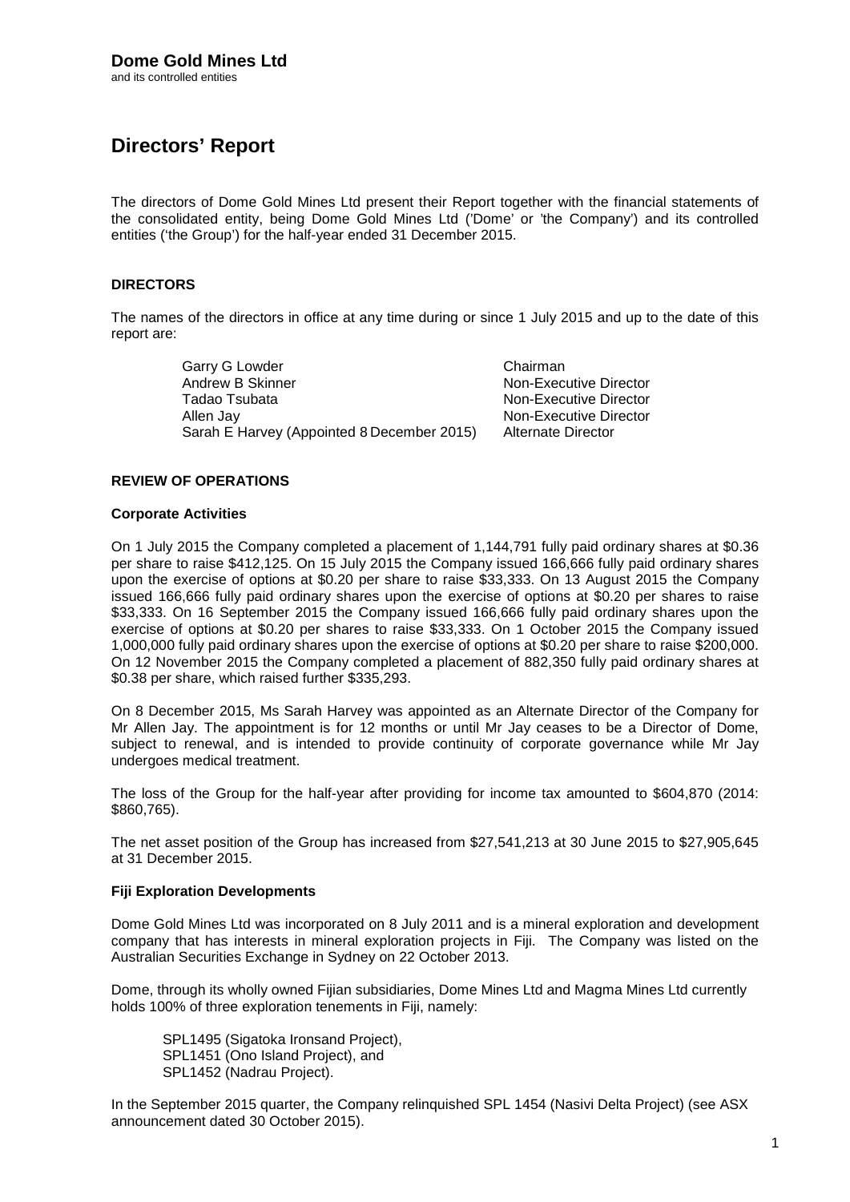**Dome Gold Mines Ltd**
and its controlled entities

# Directors' Report

The directors of Dome Gold Mines Ltd present their Report together with the financial statements of the consolidated entity, being Dome Gold Mines Ltd ('Dome' or 'the Company') and its controlled entities ('the Group') for the half-year ended 31 December 2015.

### DIRECTORS

The names of the directors in office at any time during or since 1 July 2015 and up to the date of this report are:

| | |
|---|---|
| Garry G Lowder | Chairman |
| Andrew B Skinner | Non-Executive Director |
| Tadao Tsubata | Non-Executive Director |
| Allen Jay | Non-Executive Director |
| Sarah E Harvey (Appointed 8 December 2015) | Alternate Director |

### REVIEW OF OPERATIONS

#### Corporate Activities

On 1 July 2015 the Company completed a placement of 1,144,791 fully paid ordinary shares at $0.36 per share to raise $412,125. On 15 July 2015 the Company issued 166,666 fully paid ordinary shares upon the exercise of options at $0.20 per share to raise $33,333. On 13 August 2015 the Company issued 166,666 fully paid ordinary shares upon the exercise of options at $0.20 per shares to raise $33,333. On 16 September 2015 the Company issued 166,666 fully paid ordinary shares upon the exercise of options at $0.20 per shares to raise $33,333. On 1 October 2015 the Company issued 1,000,000 fully paid ordinary shares upon the exercise of options at $0.20 per share to raise $200,000. On 12 November 2015 the Company completed a placement of 882,350 fully paid ordinary shares at $0.38 per share, which raised further $335,293.

On 8 December 2015, Ms Sarah Harvey was appointed as an Alternate Director of the Company for Mr Allen Jay. The appointment is for 12 months or until Mr Jay ceases to be a Director of Dome, subject to renewal, and is intended to provide continuity of corporate governance while Mr Jay undergoes medical treatment.

The loss of the Group for the half-year after providing for income tax amounted to $604,870 (2014: $860,765).

The net asset position of the Group has increased from $27,541,213 at 30 June 2015 to $27,905,645 at 31 December 2015.

#### Fiji Exploration Developments

Dome Gold Mines Ltd was incorporated on 8 July 2011 and is a mineral exploration and development company that has interests in mineral exploration projects in Fiji. The Company was listed on the Australian Securities Exchange in Sydney on 22 October 2013.

Dome, through its wholly owned Fijian subsidiaries, Dome Mines Ltd and Magma Mines Ltd currently holds 100% of three exploration tenements in Fiji, namely:

SPL1495 (Sigatoka Ironsand Project),
SPL1451 (Ono Island Project), and
SPL1452 (Nadrau Project).

In the September 2015 quarter, the Company relinquished SPL 1454 (Nasivi Delta Project) (see ASX announcement dated 30 October 2015).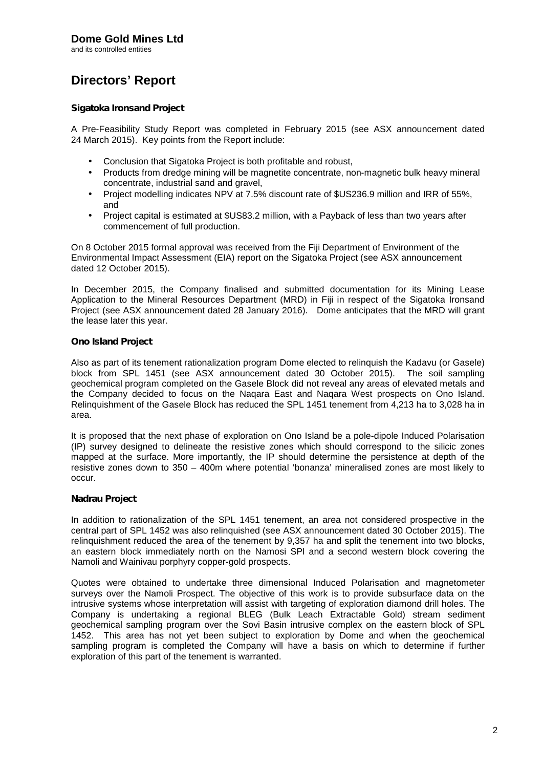# Directors' Report

### Sigatoka Ironsand Project

A Pre-Feasibility Study Report was completed in February 2015 (see ASX announcement dated 24 March 2015). Key points from the Report include:

- Conclusion that Sigatoka Project is both profitable and robust,
- Products from dredge mining will be magnetite concentrate, non-magnetic bulk heavy mineral concentrate, industrial sand and gravel,
- Project modelling indicates NPV at 7.5% discount rate of $US236.9 million and IRR of 55%, and
- Project capital is estimated at $US83.2 million, with a Payback of less than two years after commencement of full production.

On 8 October 2015 formal approval was received from the Fiji Department of Environment of the Environmental Impact Assessment (EIA) report on the Sigatoka Project (see ASX announcement dated 12 October 2015).

In December 2015, the Company finalised and submitted documentation for its Mining Lease Application to the Mineral Resources Department (MRD) in Fiji in respect of the Sigatoka Ironsand Project (see ASX announcement dated 28 January 2016). Dome anticipates that the MRD will grant the lease later this year.

### Ono Island Project

Also as part of its tenement rationalization program Dome elected to relinquish the Kadavu (or Gasele) block from SPL 1451 (see ASX announcement dated 30 October 2015). The soil sampling geochemical program completed on the Gasele Block did not reveal any areas of elevated metals and the Company decided to focus on the Naqara East and Naqara West prospects on Ono Island. Relinquishment of the Gasele Block has reduced the SPL 1451 tenement from 4,213 ha to 3,028 ha in area.

It is proposed that the next phase of exploration on Ono Island be a pole-dipole Induced Polarisation (IP) survey designed to delineate the resistive zones which should correspond to the silicic zones mapped at the surface. More importantly, the IP should determine the persistence at depth of the resistive zones down to 350 – 400m where potential 'bonanza' mineralised zones are most likely to occur.

### Nadrau Project

In addition to rationalization of the SPL 1451 tenement, an area not considered prospective in the central part of SPL 1452 was also relinquished (see ASX announcement dated 30 October 2015). The relinquishment reduced the area of the tenement by 9,357 ha and split the tenement into two blocks, an eastern block immediately north on the Namosi SPl and a second western block covering the Namoli and Wainivau porphyry copper-gold prospects.

Quotes were obtained to undertake three dimensional Induced Polarisation and magnetometer surveys over the Namoli Prospect. The objective of this work is to provide subsurface data on the intrusive systems whose interpretation will assist with targeting of exploration diamond drill holes. The Company is undertaking a regional BLEG (Bulk Leach Extractable Gold) stream sediment geochemical sampling program over the Sovi Basin intrusive complex on the eastern block of SPL 1452. This area has not yet been subject to exploration by Dome and when the geochemical sampling program is completed the Company will have a basis on which to determine if further exploration of this part of the tenement is warranted.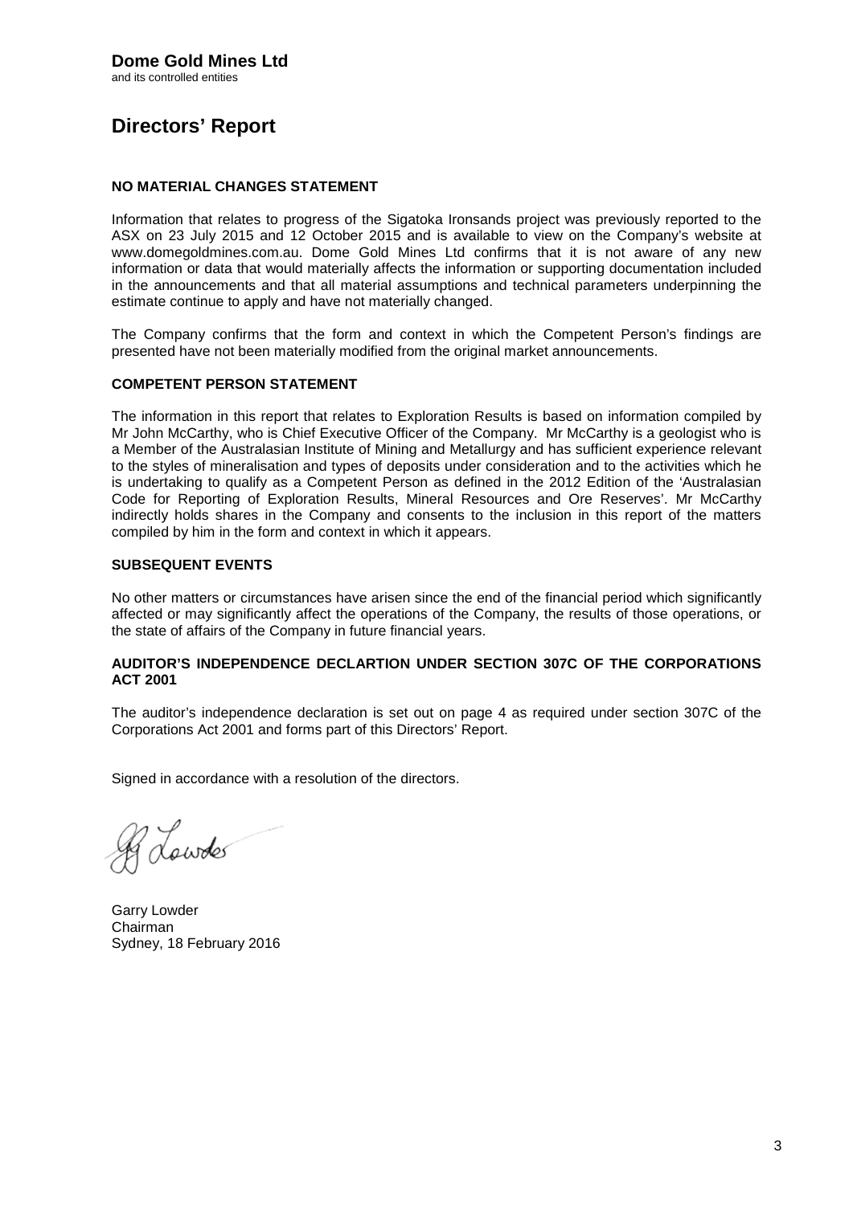**Dome Gold Mines Ltd**
and its controlled entities

# Directors' Report

### NO MATERIAL CHANGES STATEMENT

Information that relates to progress of the Sigatoka Ironsands project was previously reported to the ASX on 23 July 2015 and 12 October 2015 and is available to view on the Company's website at www.domegoldmines.com.au. Dome Gold Mines Ltd confirms that it is not aware of any new information or data that would materially affects the information or supporting documentation included in the announcements and that all material assumptions and technical parameters underpinning the estimate continue to apply and have not materially changed.

The Company confirms that the form and context in which the Competent Person's findings are presented have not been materially modified from the original market announcements.

### COMPETENT PERSON STATEMENT

The information in this report that relates to Exploration Results is based on information compiled by Mr John McCarthy, who is Chief Executive Officer of the Company. Mr McCarthy is a geologist who is a Member of the Australasian Institute of Mining and Metallurgy and has sufficient experience relevant to the styles of mineralisation and types of deposits under consideration and to the activities which he is undertaking to qualify as a Competent Person as defined in the 2012 Edition of the 'Australasian Code for Reporting of Exploration Results, Mineral Resources and Ore Reserves'. Mr McCarthy indirectly holds shares in the Company and consents to the inclusion in this report of the matters compiled by him in the form and context in which it appears.

### SUBSEQUENT EVENTS

No other matters or circumstances have arisen since the end of the financial period which significantly affected or may significantly affect the operations of the Company, the results of those operations, or the state of affairs of the Company in future financial years.

### AUDITOR'S INDEPENDENCE DECLARTION UNDER SECTION 307C OF THE CORPORATIONS ACT 2001

The auditor's independence declaration is set out on page 4 as required under section 307C of the Corporations Act 2001 and forms part of this Directors' Report.

Signed in accordance with a resolution of the directors.

Garry Lowder
Chairman
Sydney, 18 February 2016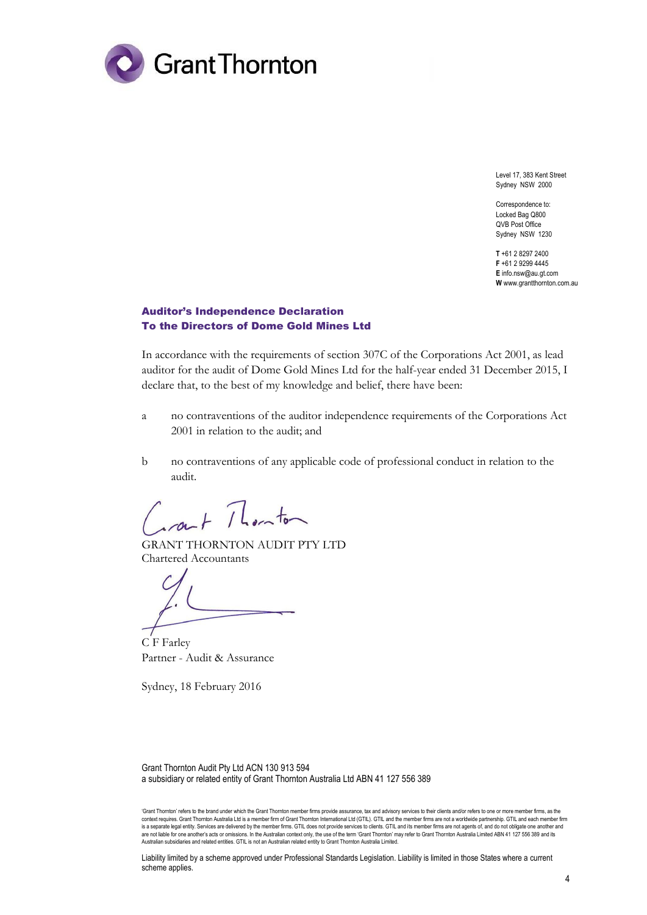Grant Thornton

Level 17, 383 Kent Street
Sydney NSW 2000

Correspondence to:
Locked Bag Q800
QVB Post Office
Sydney NSW 1230

**T** +61 2 8297 2400
**F** +61 2 9299 4445
**E** info.nsw@au.gt.com
**W** www.grantthornton.com.au

## Auditor's Independence Declaration
## To the Directors of Dome Gold Mines Ltd

In accordance with the requirements of section 307C of the Corporations Act 2001, as lead auditor for the audit of Dome Gold Mines Ltd for the half-year ended 31 December 2015, I declare that, to the best of my knowledge and belief, there have been:

a no contraventions of the auditor independence requirements of the Corporations Act 2001 in relation to the audit; and

b no contraventions of any applicable code of professional conduct in relation to the audit.

GRANT THORNTON AUDIT PTY LTD
Chartered Accountants

C F Farley
Partner - Audit & Assurance

Sydney, 18 February 2016

Grant Thornton Audit Pty Ltd ACN 130 913 594
a subsidiary or related entity of Grant Thornton Australia Ltd ABN 41 127 556 389

'Grant Thornton' refers to the brand under which the Grant Thornton member firms provide assurance, tax and advisory services to their clients and/or refers to one or more member firms, as the context requires. Grant Thornton Australia Ltd is a member firm of Grant Thornton International Ltd (GTIL). GTIL and the member firms are not a worldwide partnership. GTIL and each member firm is a separate legal entity. Services are delivered by the member firms. GTIL does not provide services to clients. GTIL and its member firms are not agents of, and do not obligate one another and are not liable for one another's acts or omissions. In the Australian context only, the use of the term 'Grant Thornton' may refer to Grant Thornton Australia Limited ABN 41 127 556 389 and its Australian subsidiaries and related entities. GTIL is not an Australian related entity to Grant Thornton Australia Limited.

Liability limited by a scheme approved under Professional Standards Legislation. Liability is limited in those States where a current scheme applies.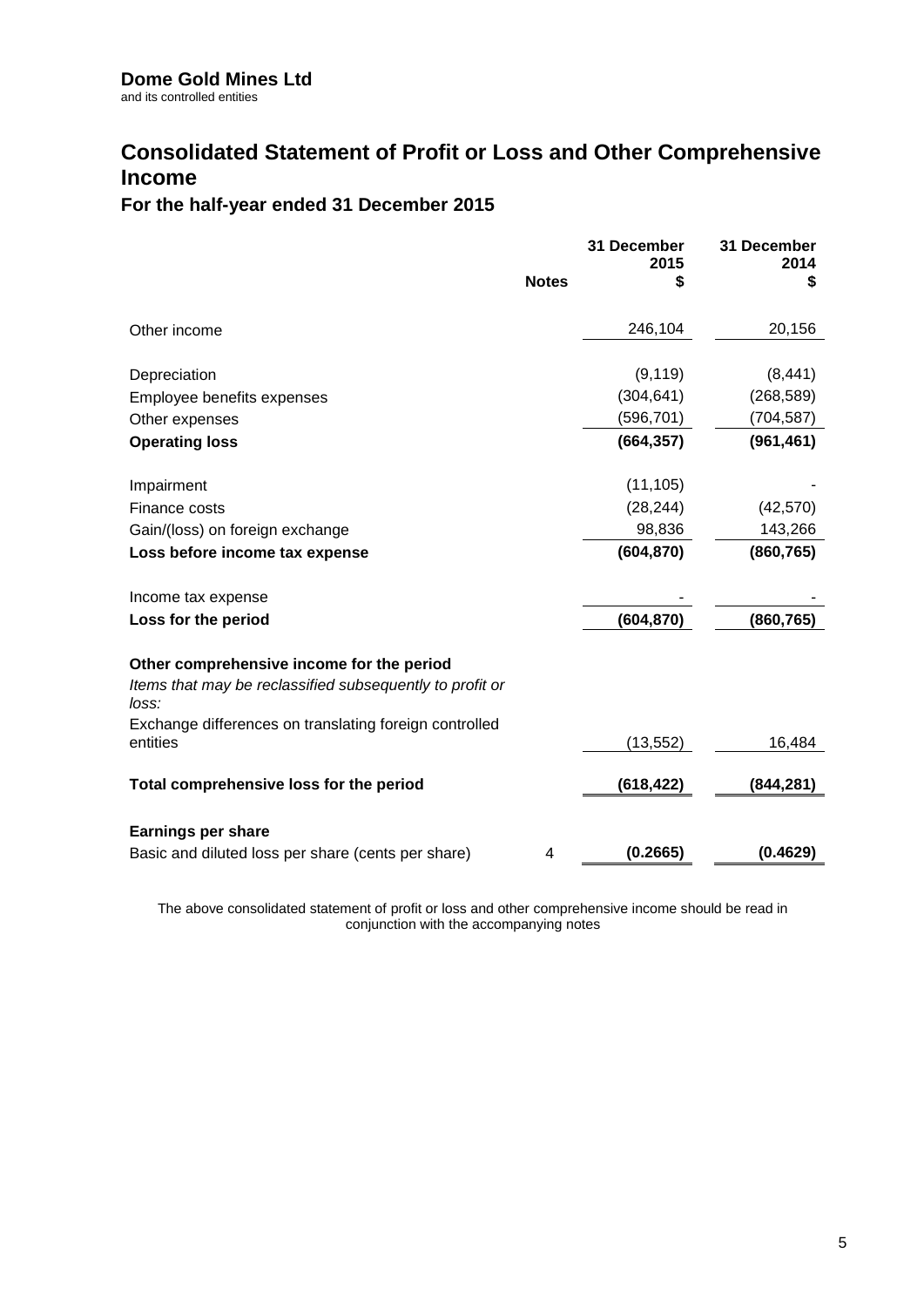**Dome Gold Mines Ltd**
and its controlled entities

# Consolidated Statement of Profit or Loss and Other Comprehensive Income

## For the half-year ended 31 December 2015

| | Notes | 31 December 2015 $ | 31 December 2014 $ |
|---|---|---|---|
| Other income | | 246,104 | 20,156 |
| Depreciation | | (9,119) | (8,441) |
| Employee benefits expenses | | (304,641) | (268,589) |
| Other expenses | | (596,701) | (704,587) |
| **Operating loss** | | **(664,357)** | **(961,461)** |
| Impairment | | (11,105) | - |
| Finance costs | | (28,244) | (42,570) |
| Gain/(loss) on foreign exchange | | 98,836 | 143,266 |
| **Loss before income tax expense** | | **(604,870)** | **(860,765)** |
| Income tax expense | | - | - |
| **Loss for the period** | | **(604,870)** | **(860,765)** |
| **Other comprehensive income for the period** | | | |
| *Items that may be reclassified subsequently to profit or loss:* | | | |
| Exchange differences on translating foreign controlled entities | | (13,552) | 16,484 |
| **Total comprehensive loss for the period** | | **(618,422)** | **(844,281)** |
| **Earnings per share** | | | |
| Basic and diluted loss per share (cents per share) | 4 | **(0.2665)** | **(0.4629)** |

The above consolidated statement of profit or loss and other comprehensive income should be read in conjunction with the accompanying notes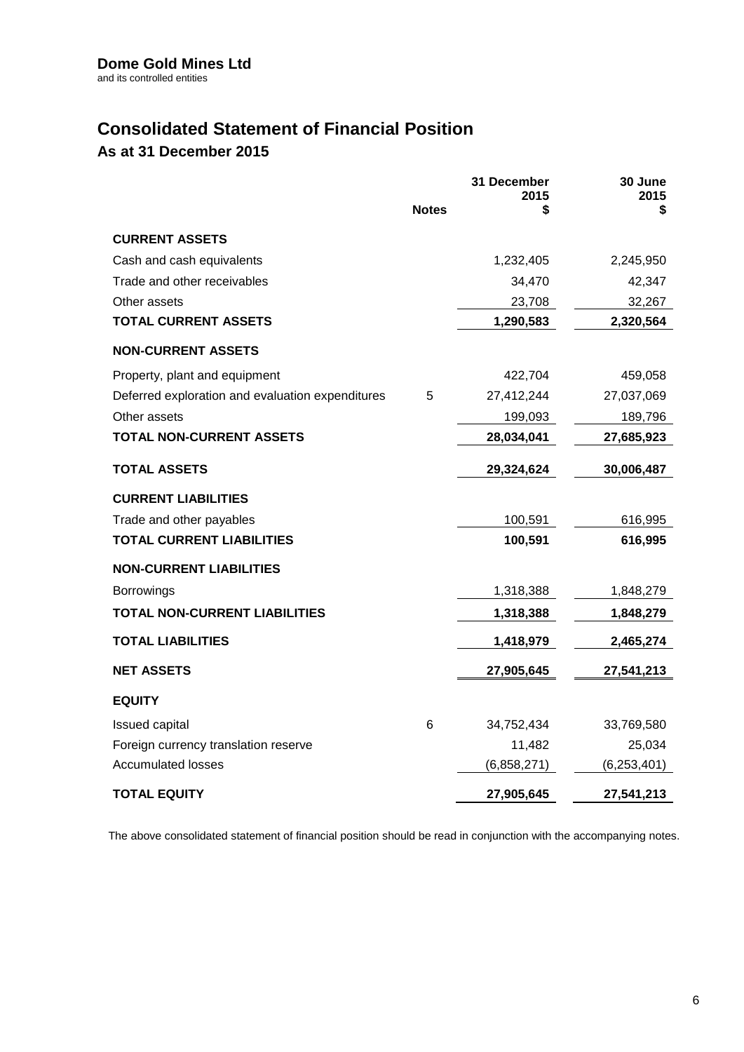**Dome Gold Mines Ltd**
and its controlled entities

# Consolidated Statement of Financial Position

## As at 31 December 2015

| | Notes | 31 December 2015 $ | 30 June 2015 $ |
|---|---|---|---|
| **CURRENT ASSETS** | | | |
| Cash and cash equivalents | | 1,232,405 | 2,245,950 |
| Trade and other receivables | | 34,470 | 42,347 |
| Other assets | | 23,708 | 32,267 |
| **TOTAL CURRENT ASSETS** | | **1,290,583** | **2,320,564** |
| **NON-CURRENT ASSETS** | | | |
| Property, plant and equipment | | 422,704 | 459,058 |
| Deferred exploration and evaluation expenditures | 5 | 27,412,244 | 27,037,069 |
| Other assets | | 199,093 | 189,796 |
| **TOTAL NON-CURRENT ASSETS** | | **28,034,041** | **27,685,923** |
| **TOTAL ASSETS** | | **29,324,624** | **30,006,487** |
| **CURRENT LIABILITIES** | | | |
| Trade and other payables | | 100,591 | 616,995 |
| **TOTAL CURRENT LIABILITIES** | | **100,591** | **616,995** |
| **NON-CURRENT LIABILITIES** | | | |
| Borrowings | | 1,318,388 | 1,848,279 |
| **TOTAL NON-CURRENT LIABILITIES** | | **1,318,388** | **1,848,279** |
| **TOTAL LIABILITIES** | | **1,418,979** | **2,465,274** |
| **NET ASSETS** | | **27,905,645** | **27,541,213** |
| **EQUITY** | | | |
| Issued capital | 6 | 34,752,434 | 33,769,580 |
| Foreign currency translation reserve | | 11,482 | 25,034 |
| Accumulated losses | | (6,858,271) | (6,253,401) |
| **TOTAL EQUITY** | | **27,905,645** | **27,541,213** |

The above consolidated statement of financial position should be read in conjunction with the accompanying notes.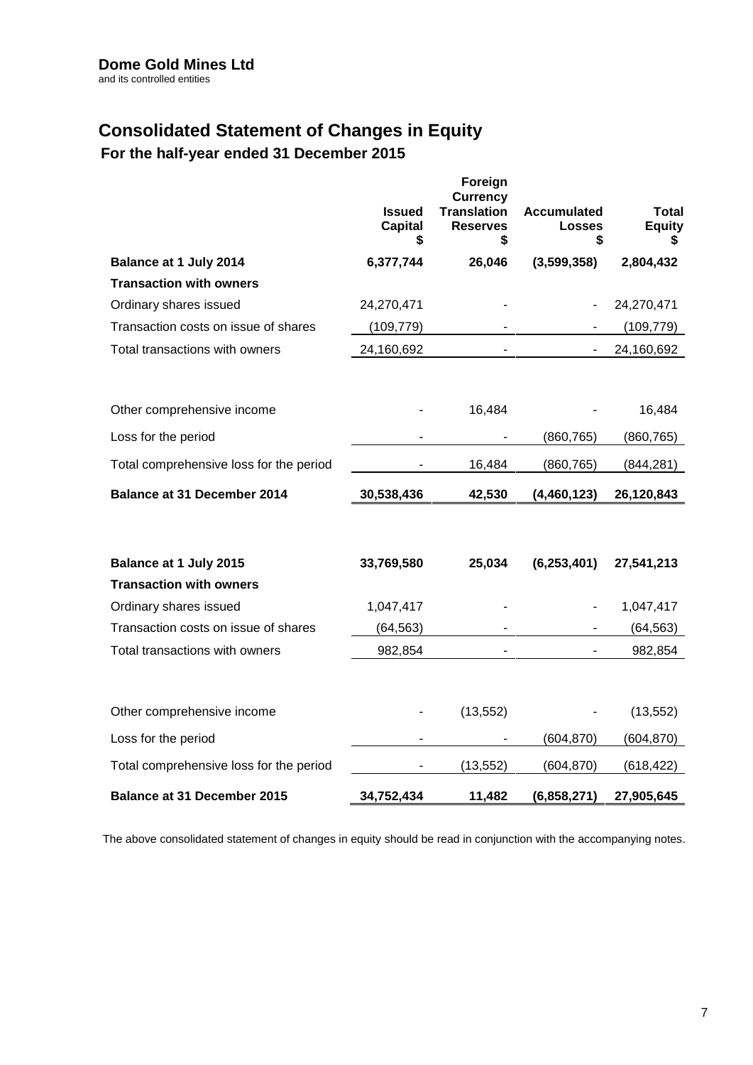**Dome Gold Mines Ltd**
and its controlled entities

# Consolidated Statement of Changes in Equity

## For the half-year ended 31 December 2015

| | Issued Capital $ | Foreign Currency Translation Reserves $ | Accumulated Losses $ | Total Equity $ |
|---|---|---|---|---|
| **Balance at 1 July 2014** | **6,377,744** | **26,046** | **(3,599,358)** | **2,804,432** |
| **Transaction with owners** | | | | |
| Ordinary shares issued | 24,270,471 | - | - | 24,270,471 |
| Transaction costs on issue of shares | (109,779) | - | - | (109,779) |
| Total transactions with owners | 24,160,692 | - | - | 24,160,692 |
| | | | | |
| Other comprehensive income | - | 16,484 | - | 16,484 |
| Loss for the period | - | - | (860,765) | (860,765) |
| Total comprehensive loss for the period | - | 16,484 | (860,765) | (844,281) |
| **Balance at 31 December 2014** | **30,538,436** | **42,530** | **(4,460,123)** | **26,120,843** |
| | | | | |
| **Balance at 1 July 2015** | **33,769,580** | **25,034** | **(6,253,401)** | **27,541,213** |
| **Transaction with owners** | | | | |
| Ordinary shares issued | 1,047,417 | - | - | 1,047,417 |
| Transaction costs on issue of shares | (64,563) | - | - | (64,563) |
| Total transactions with owners | 982,854 | - | - | 982,854 |
| | | | | |
| Other comprehensive income | - | (13,552) | - | (13,552) |
| Loss for the period | - | - | (604,870) | (604,870) |
| Total comprehensive loss for the period | - | (13,552) | (604,870) | (618,422) |
| **Balance at 31 December 2015** | **34,752,434** | **11,482** | **(6,858,271)** | **27,905,645** |

The above consolidated statement of changes in equity should be read in conjunction with the accompanying notes.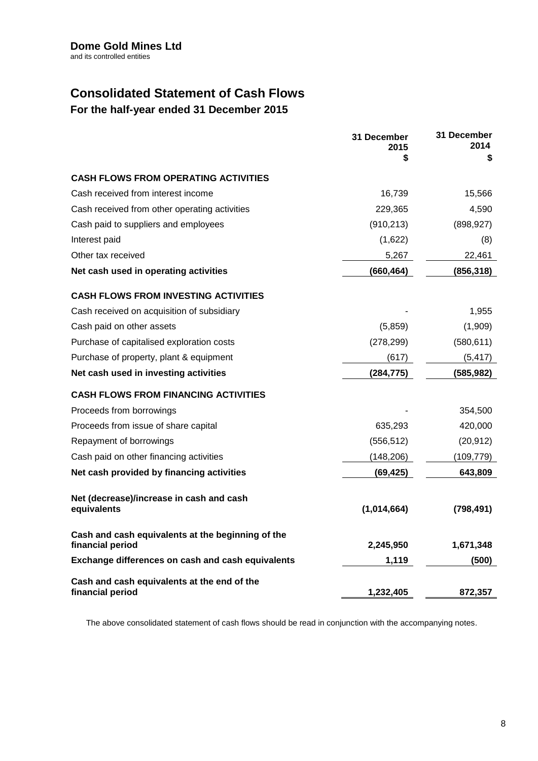**Dome Gold Mines Ltd**
and its controlled entities

# Consolidated Statement of Cash Flows

## For the half-year ended 31 December 2015

| | 31 December 2015 $ | 31 December 2014 $ |
|---|---|---|
| **CASH FLOWS FROM OPERATING ACTIVITIES** | | |
| Cash received from interest income | 16,739 | 15,566 |
| Cash received from other operating activities | 229,365 | 4,590 |
| Cash paid to suppliers and employees | (910,213) | (898,927) |
| Interest paid | (1,622) | (8) |
| Other tax received | 5,267 | 22,461 |
| **Net cash used in operating activities** | **(660,464)** | **(856,318)** |
| **CASH FLOWS FROM INVESTING ACTIVITIES** | | |
| Cash received on acquisition of subsidiary | - | 1,955 |
| Cash paid on other assets | (5,859) | (1,909) |
| Purchase of capitalised exploration costs | (278,299) | (580,611) |
| Purchase of property, plant & equipment | (617) | (5,417) |
| **Net cash used in investing activities** | **(284,775)** | **(585,982)** |
| **CASH FLOWS FROM FINANCING ACTIVITIES** | | |
| Proceeds from borrowings | - | 354,500 |
| Proceeds from issue of share capital | 635,293 | 420,000 |
| Repayment of borrowings | (556,512) | (20,912) |
| Cash paid on other financing activities | (148,206) | (109,779) |
| **Net cash provided by financing activities** | **(69,425)** | **643,809** |
| **Net (decrease)/increase in cash and cash equivalents** | **(1,014,664)** | **(798,491)** |
| **Cash and cash equivalents at the beginning of the financial period** | **2,245,950** | **1,671,348** |
| **Exchange differences on cash and cash equivalents** | **1,119** | **(500)** |
| **Cash and cash equivalents at the end of the financial period** | **1,232,405** | **872,357** |

The above consolidated statement of cash flows should be read in conjunction with the accompanying notes.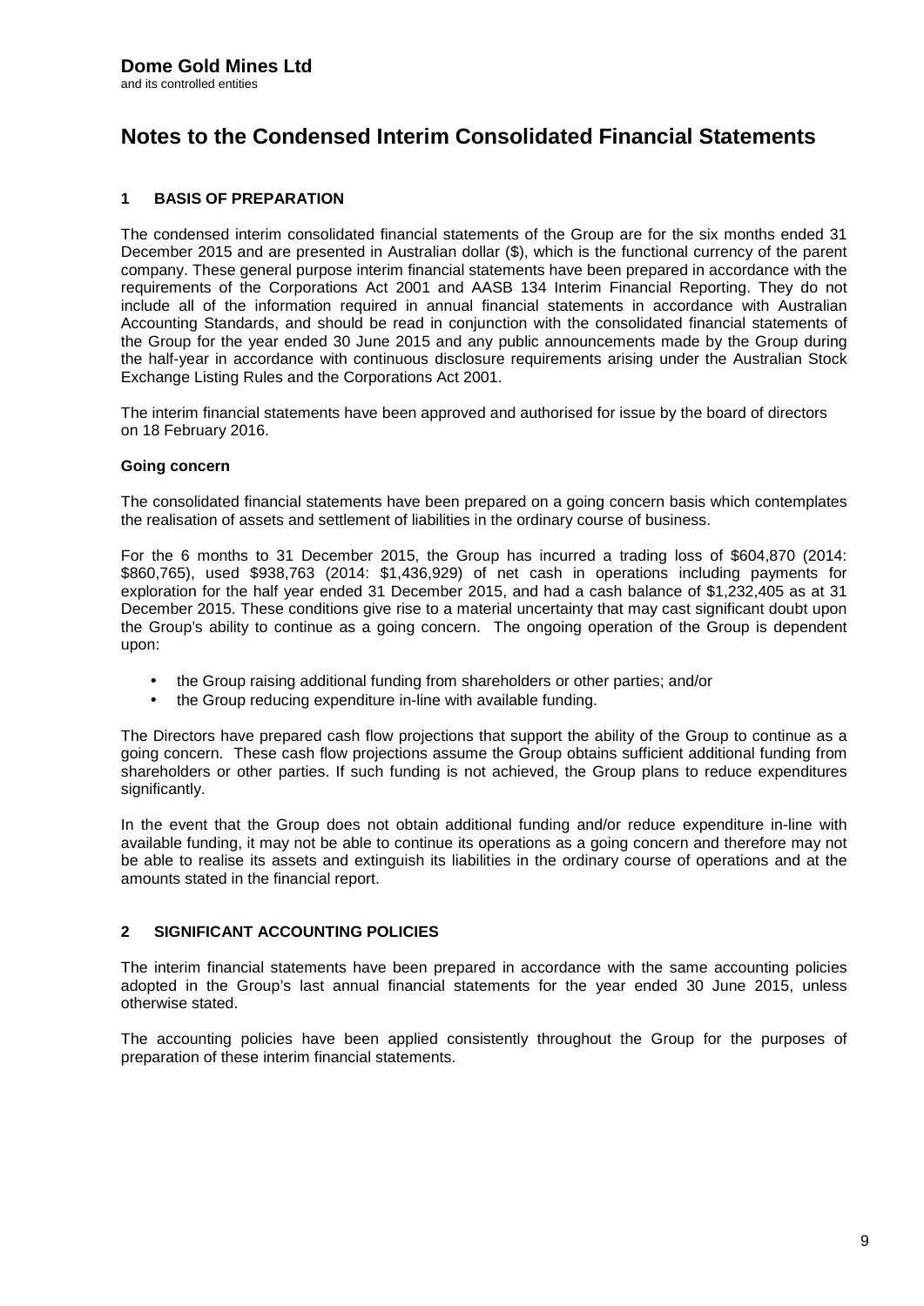**Dome Gold Mines Ltd**
and its controlled entities

# Notes to the Condensed Interim Consolidated Financial Statements

## 1 BASIS OF PREPARATION

The condensed interim consolidated financial statements of the Group are for the six months ended 31 December 2015 and are presented in Australian dollar ($), which is the functional currency of the parent company. These general purpose interim financial statements have been prepared in accordance with the requirements of the Corporations Act 2001 and AASB 134 Interim Financial Reporting. They do not include all of the information required in annual financial statements in accordance with Australian Accounting Standards, and should be read in conjunction with the consolidated financial statements of the Group for the year ended 30 June 2015 and any public announcements made by the Group during the half-year in accordance with continuous disclosure requirements arising under the Australian Stock Exchange Listing Rules and the Corporations Act 2001.

The interim financial statements have been approved and authorised for issue by the board of directors on 18 February 2016.

### Going concern

The consolidated financial statements have been prepared on a going concern basis which contemplates the realisation of assets and settlement of liabilities in the ordinary course of business.

For the 6 months to 31 December 2015, the Group has incurred a trading loss of $604,870 (2014: $860,765), used $938,763 (2014: $1,436,929) of net cash in operations including payments for exploration for the half year ended 31 December 2015, and had a cash balance of $1,232,405 as at 31 December 2015. These conditions give rise to a material uncertainty that may cast significant doubt upon the Group's ability to continue as a going concern. The ongoing operation of the Group is dependent upon:

- the Group raising additional funding from shareholders or other parties; and/or
- the Group reducing expenditure in-line with available funding.

The Directors have prepared cash flow projections that support the ability of the Group to continue as a going concern. These cash flow projections assume the Group obtains sufficient additional funding from shareholders or other parties. If such funding is not achieved, the Group plans to reduce expenditures significantly.

In the event that the Group does not obtain additional funding and/or reduce expenditure in-line with available funding, it may not be able to continue its operations as a going concern and therefore may not be able to realise its assets and extinguish its liabilities in the ordinary course of operations and at the amounts stated in the financial report.

## 2 SIGNIFICANT ACCOUNTING POLICIES

The interim financial statements have been prepared in accordance with the same accounting policies adopted in the Group's last annual financial statements for the year ended 30 June 2015, unless otherwise stated.

The accounting policies have been applied consistently throughout the Group for the purposes of preparation of these interim financial statements.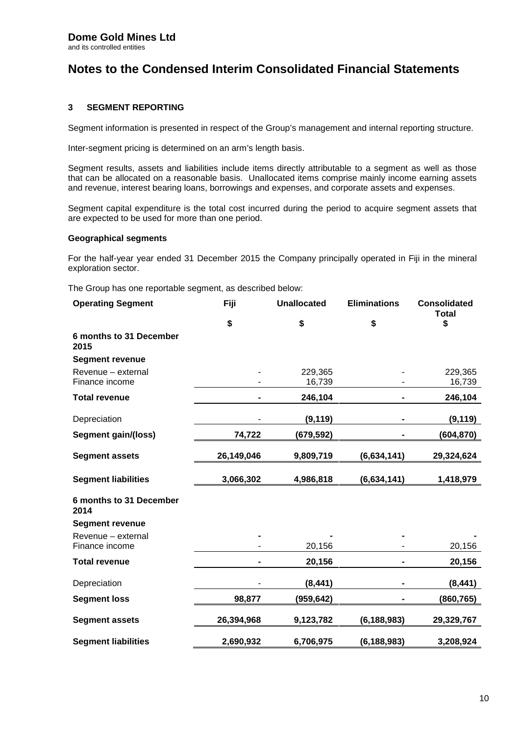# Dome Gold Mines Ltd

and its controlled entities

# Notes to the Condensed Interim Consolidated Financial Statements

## 3 SEGMENT REPORTING

Segment information is presented in respect of the Group's management and internal reporting structure.

Inter-segment pricing is determined on an arm's length basis.

Segment results, assets and liabilities include items directly attributable to a segment as well as those that can be allocated on a reasonable basis. Unallocated items comprise mainly income earning assets and revenue, interest bearing loans, borrowings and expenses, and corporate assets and expenses.

Segment capital expenditure is the total cost incurred during the period to acquire segment assets that are expected to be used for more than one period.

### Geographical segments

For the half-year year ended 31 December 2015 the Company principally operated in Fiji in the mineral exploration sector.

The Group has one reportable segment, as described below:

| Operating Segment | Fiji | Unallocated | Eliminations | Consolidated Total |
|---|---|---|---|---|
| | $ | $ | $ | $ |
| **6 months to 31 December 2015** | | | | |
| **Segment revenue** | | | | |
| Revenue – external | - | 229,365 | - | 229,365 |
| Finance income | - | 16,739 | - | 16,739 |
| **Total revenue** | **-** | **246,104** | **-** | **246,104** |
| Depreciation | - | **(9,119)** | **-** | **(9,119)** |
| **Segment gain/(loss)** | **74,722** | **(679,592)** | **-** | **(604,870)** |
| **Segment assets** | **26,149,046** | **9,809,719** | **(6,634,141)** | **29,324,624** |
| **Segment liabilities** | **3,066,302** | **4,986,818** | **(6,634,141)** | **1,418,979** |
| **6 months to 31 December 2014** | | | | |
| **Segment revenue** | | | | |
| Revenue – external | **-** | **-** | **-** | **-** |
| Finance income | - | 20,156 | - | 20,156 |
| **Total revenue** | **-** | **20,156** | **-** | **20,156** |
| Depreciation | - | **(8,441)** | **-** | **(8,441)** |
| **Segment loss** | **98,877** | **(959,642)** | **-** | **(860,765)** |
| **Segment assets** | **26,394,968** | **9,123,782** | **(6,188,983)** | **29,329,767** |
| **Segment liabilities** | **2,690,932** | **6,706,975** | **(6,188,983)** | **3,208,924** |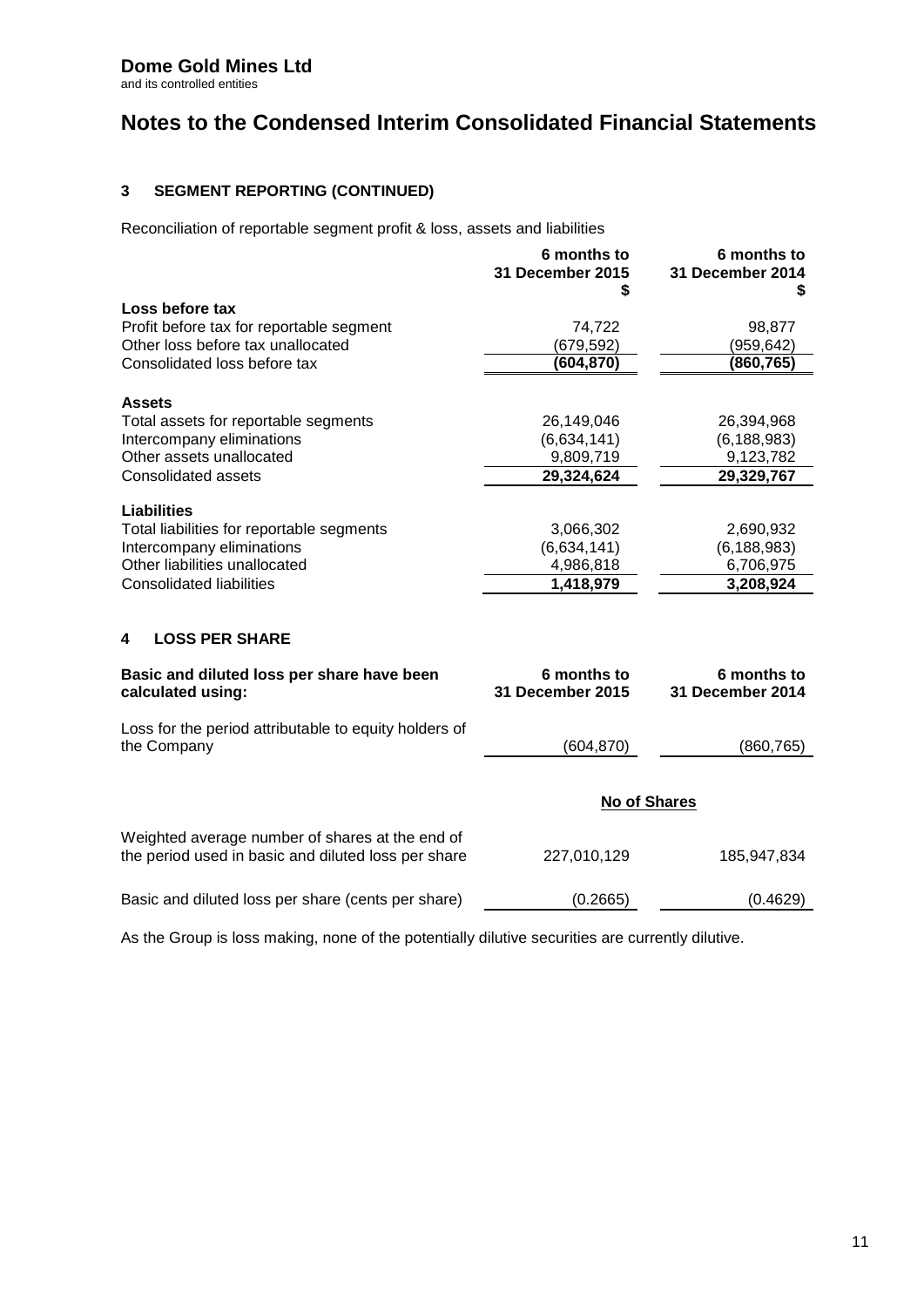**Dome Gold Mines Ltd**
and its controlled entities

# Notes to the Condensed Interim Consolidated Financial Statements

## 3 SEGMENT REPORTING (CONTINUED)

Reconciliation of reportable segment profit & loss, assets and liabilities

| | 6 months to 31 December 2015 $ | 6 months to 31 December 2014 $ |
|---|---|---|
| **Loss before tax** | | |
| Profit before tax for reportable segment | 74,722 | 98,877 |
| Other loss before tax unallocated | (679,592) | (959,642) |
| Consolidated loss before tax | **(604,870)** | **(860,765)** |
| **Assets** | | |
| Total assets for reportable segments | 26,149,046 | 26,394,968 |
| Intercompany eliminations | (6,634,141) | (6,188,983) |
| Other assets unallocated | 9,809,719 | 9,123,782 |
| Consolidated assets | **29,324,624** | **29,329,767** |
| **Liabilities** | | |
| Total liabilities for reportable segments | 3,066,302 | 2,690,932 |
| Intercompany eliminations | (6,634,141) | (6,188,983) |
| Other liabilities unallocated | 4,986,818 | 6,706,975 |
| Consolidated liabilities | **1,418,979** | **3,208,924** |

## 4 LOSS PER SHARE

| **Basic and diluted loss per share have been calculated using:** | **6 months to 31 December 2015** | **6 months to 31 December 2014** |
|---|---|---|
| Loss for the period attributable to equity holders of the Company | (604,870) | (860,765) |
| | **No of Shares** | |
| Weighted average number of shares at the end of the period used in basic and diluted loss per share | 227,010,129 | 185,947,834 |
| Basic and diluted loss per share (cents per share) | (0.2665) | (0.4629) |

As the Group is loss making, none of the potentially dilutive securities are currently dilutive.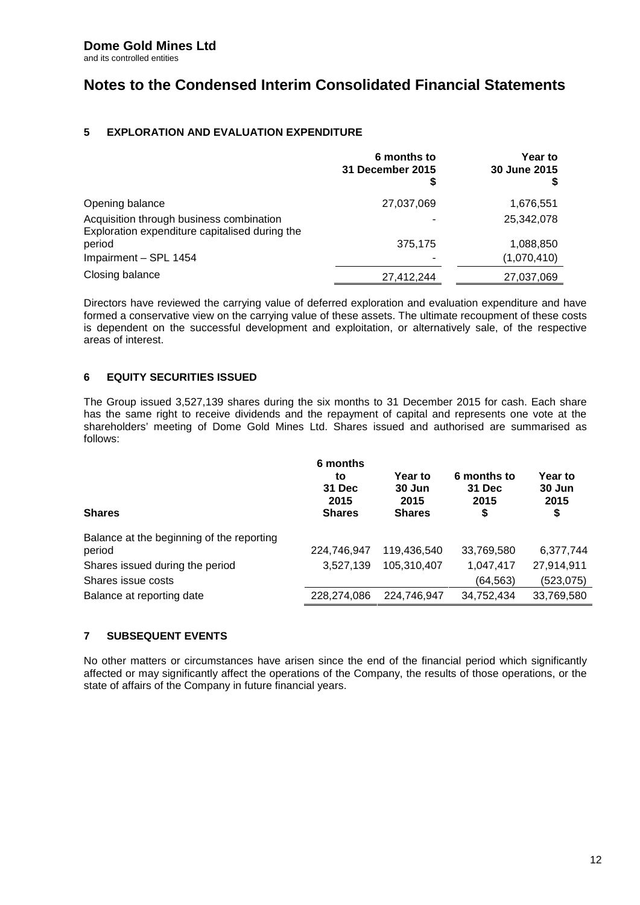Dome Gold Mines Ltd
and its controlled entities

# Notes to the Condensed Interim Consolidated Financial Statements

## 5 EXPLORATION AND EVALUATION EXPENDITURE

| | 6 months to 31 December 2015 $ | Year to 30 June 2015 $ |
|---|---|---|
| Opening balance | 27,037,069 | 1,676,551 |
| Acquisition through business combination | - | 25,342,078 |
| Exploration expenditure capitalised during the period | 375,175 | 1,088,850 |
| Impairment – SPL 1454 | - | (1,070,410) |
| Closing balance | 27,412,244 | 27,037,069 |

Directors have reviewed the carrying value of deferred exploration and evaluation expenditure and have formed a conservative view on the carrying value of these assets. The ultimate recoupment of these costs is dependent on the successful development and exploitation, or alternatively sale, of the respective areas of interest.

## 6 EQUITY SECURITIES ISSUED

The Group issued 3,527,139 shares during the six months to 31 December 2015 for cash. Each share has the same right to receive dividends and the repayment of capital and represents one vote at the shareholders' meeting of Dome Gold Mines Ltd. Shares issued and authorised are summarised as follows:

| Shares | 6 months to 31 Dec 2015 Shares | Year to 30 Jun 2015 Shares | 6 months to 31 Dec 2015 $ | Year to 30 Jun 2015 $ |
|---|---|---|---|---|
| Balance at the beginning of the reporting period | 224,746,947 | 119,436,540 | 33,769,580 | 6,377,744 |
| Shares issued during the period | 3,527,139 | 105,310,407 | 1,047,417 | 27,914,911 |
| Shares issue costs | | | (64,563) | (523,075) |
| Balance at reporting date | 228,274,086 | 224,746,947 | 34,752,434 | 33,769,580 |

## 7 SUBSEQUENT EVENTS

No other matters or circumstances have arisen since the end of the financial period which significantly affected or may significantly affect the operations of the Company, the results of those operations, or the state of affairs of the Company in future financial years.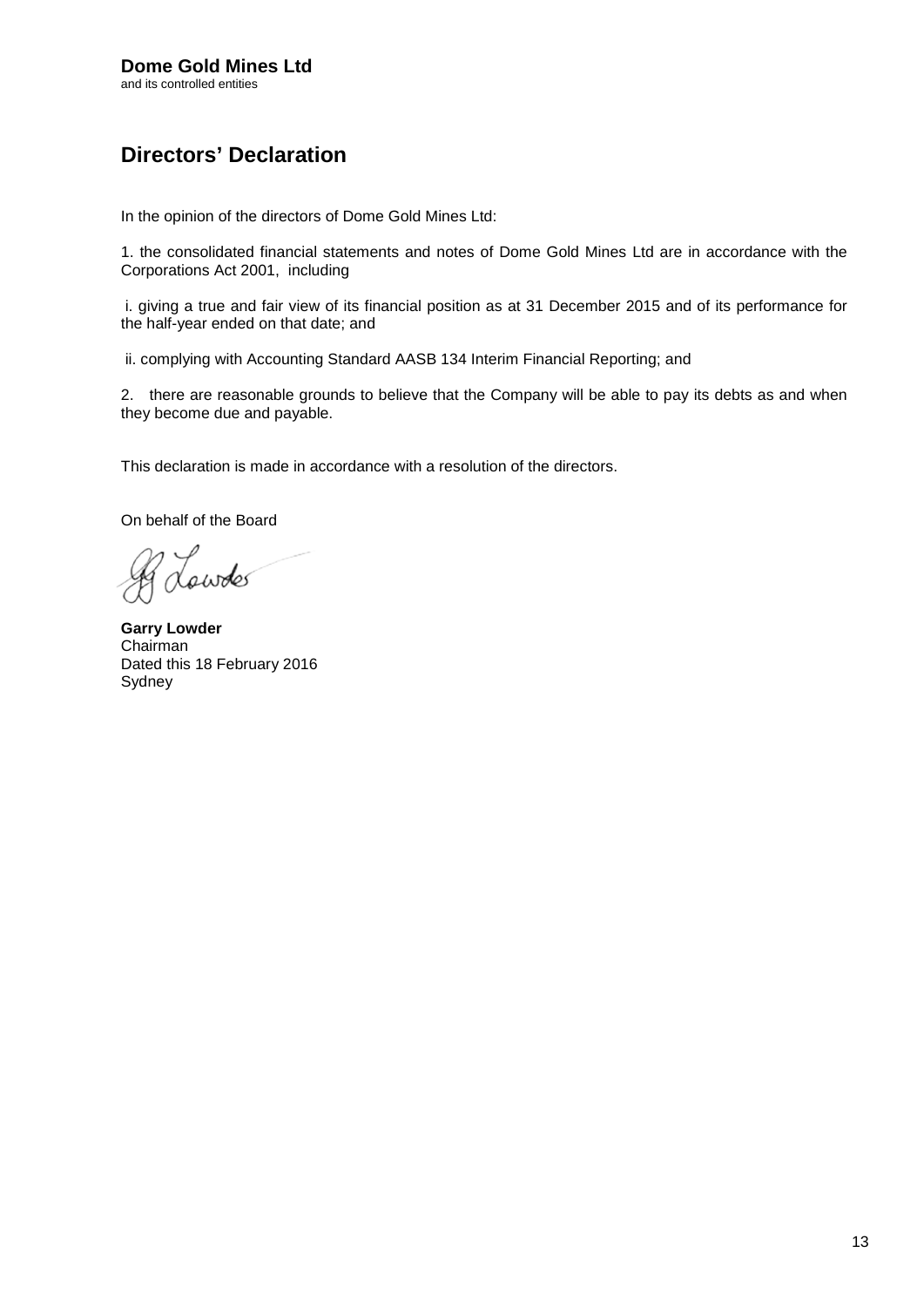**Dome Gold Mines Ltd**
and its controlled entities

# Directors' Declaration

In the opinion of the directors of Dome Gold Mines Ltd:

1. the consolidated financial statements and notes of Dome Gold Mines Ltd are in accordance with the Corporations Act 2001, including

 i. giving a true and fair view of its financial position as at 31 December 2015 and of its performance for the half-year ended on that date; and

 ii. complying with Accounting Standard AASB 134 Interim Financial Reporting; and

2. there are reasonable grounds to believe that the Company will be able to pay its debts as and when they become due and payable.

This declaration is made in accordance with a resolution of the directors.

On behalf of the Board

**Garry Lowder**
Chairman
Dated this 18 February 2016
Sydney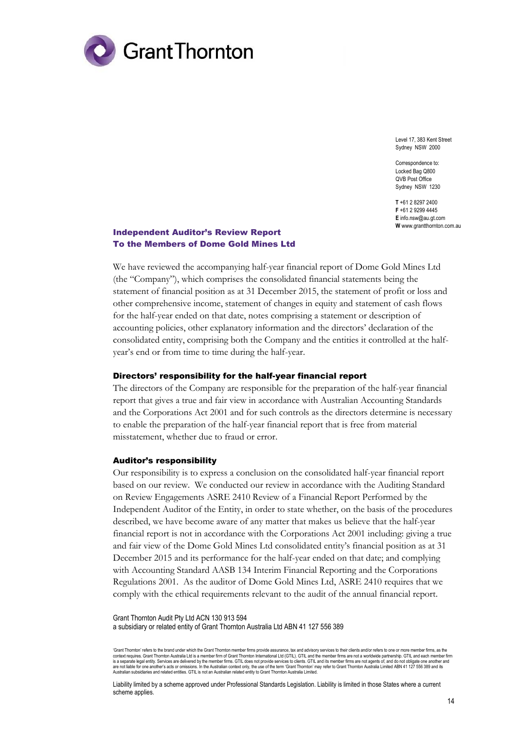Grant Thornton

Level 17, 383 Kent Street
Sydney NSW 2000

Correspondence to:
Locked Bag Q800
QVB Post Office
Sydney NSW 1230

**T** +61 2 8297 2400
**F** +61 2 9299 4445
**E** info.nsw@au.gt.com
**W** www.grantthornton.com.au

## Independent Auditor's Review Report
## To the Members of Dome Gold Mines Ltd

We have reviewed the accompanying half-year financial report of Dome Gold Mines Ltd (the "Company"), which comprises the consolidated financial statements being the statement of financial position as at 31 December 2015, the statement of profit or loss and other comprehensive income, statement of changes in equity and statement of cash flows for the half-year ended on that date, notes comprising a statement or description of accounting policies, other explanatory information and the directors' declaration of the consolidated entity, comprising both the Company and the entities it controlled at the half-year's end or from time to time during the half-year.

### Directors' responsibility for the half-year financial report

The directors of the Company are responsible for the preparation of the half-year financial report that gives a true and fair view in accordance with Australian Accounting Standards and the Corporations Act 2001 and for such controls as the directors determine is necessary to enable the preparation of the half-year financial report that is free from material misstatement, whether due to fraud or error.

### Auditor's responsibility

Our responsibility is to express a conclusion on the consolidated half-year financial report based on our review. We conducted our review in accordance with the Auditing Standard on Review Engagements ASRE 2410 Review of a Financial Report Performed by the Independent Auditor of the Entity, in order to state whether, on the basis of the procedures described, we have become aware of any matter that makes us believe that the half-year financial report is not in accordance with the Corporations Act 2001 including: giving a true and fair view of the Dome Gold Mines Ltd consolidated entity's financial position as at 31 December 2015 and its performance for the half-year ended on that date; and complying with Accounting Standard AASB 134 Interim Financial Reporting and the Corporations Regulations 2001. As the auditor of Dome Gold Mines Ltd, ASRE 2410 requires that we comply with the ethical requirements relevant to the audit of the annual financial report.

Grant Thornton Audit Pty Ltd ACN 130 913 594
a subsidiary or related entity of Grant Thornton Australia Ltd ABN 41 127 556 389

'Grant Thornton' refers to the brand under which the Grant Thornton member firms provide assurance, tax and advisory services to their clients and/or refers to one or more member firms, as the context requires. Grant Thornton Australia Ltd is a member firm of Grant Thornton International Ltd (GTIL). GTIL and the member firms are not a worldwide partnership. GTIL and each member firm is a separate legal entity. Services are delivered by the member firms. GTIL does not provide services to clients. GTIL and its member firms are not agents of, and do not obligate one another and are not liable for one another's acts or omissions. In the Australian context only, the use of the term 'Grant Thornton' may refer to Grant Thornton Australia Limited ABN 41 127 556 389 and its Australian subsidiaries and related entities. GTIL is not an Australian related entity to Grant Thornton Australia Limited.

Liability limited by a scheme approved under Professional Standards Legislation. Liability is limited in those States where a current scheme applies.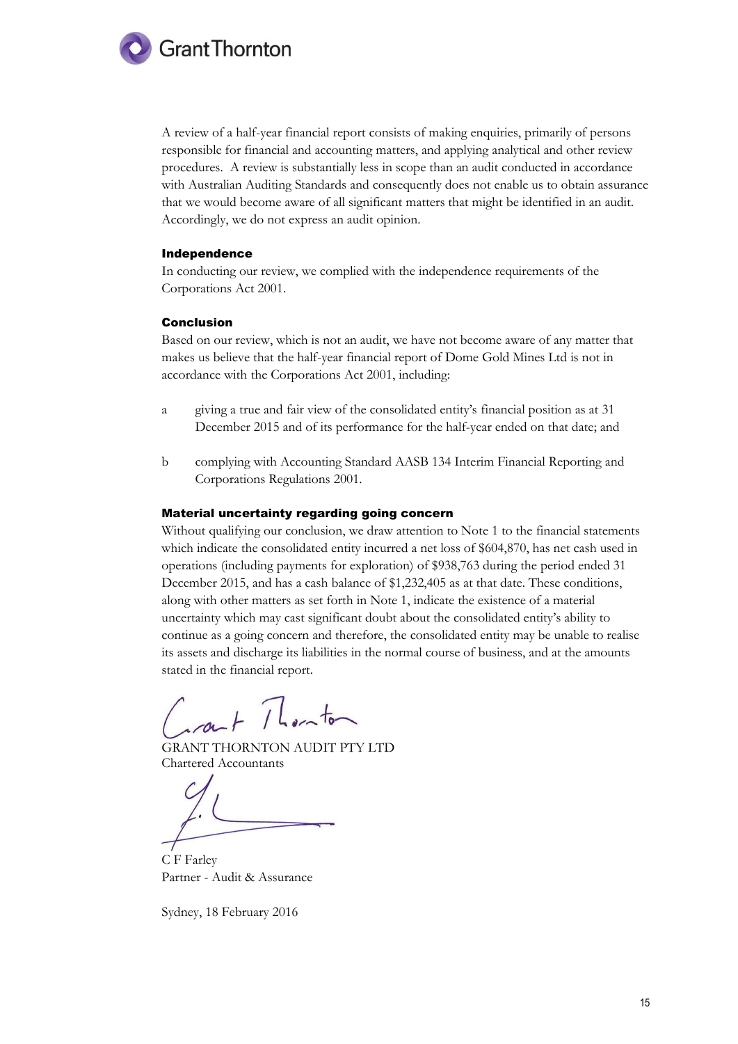A review of a half-year financial report consists of making enquiries, primarily of persons responsible for financial and accounting matters, and applying analytical and other review procedures. A review is substantially less in scope than an audit conducted in accordance with Australian Auditing Standards and consequently does not enable us to obtain assurance that we would become aware of all significant matters that might be identified in an audit. Accordingly, we do not express an audit opinion.

**Independence**

In conducting our review, we complied with the independence requirements of the Corporations Act 2001.

**Conclusion**

Based on our review, which is not an audit, we have not become aware of any matter that makes us believe that the half-year financial report of Dome Gold Mines Ltd is not in accordance with the Corporations Act 2001, including:

a giving a true and fair view of the consolidated entity's financial position as at 31 December 2015 and of its performance for the half-year ended on that date; and

b complying with Accounting Standard AASB 134 Interim Financial Reporting and Corporations Regulations 2001.

**Material uncertainty regarding going concern**

Without qualifying our conclusion, we draw attention to Note 1 to the financial statements which indicate the consolidated entity incurred a net loss of $604,870, has net cash used in operations (including payments for exploration) of $938,763 during the period ended 31 December 2015, and has a cash balance of $1,232,405 as at that date. These conditions, along with other matters as set forth in Note 1, indicate the existence of a material uncertainty which may cast significant doubt about the consolidated entity's ability to continue as a going concern and therefore, the consolidated entity may be unable to realise its assets and discharge its liabilities in the normal course of business, and at the amounts stated in the financial report.

GRANT THORNTON AUDIT PTY LTD
Chartered Accountants

C F Farley
Partner - Audit & Assurance

Sydney, 18 February 2016